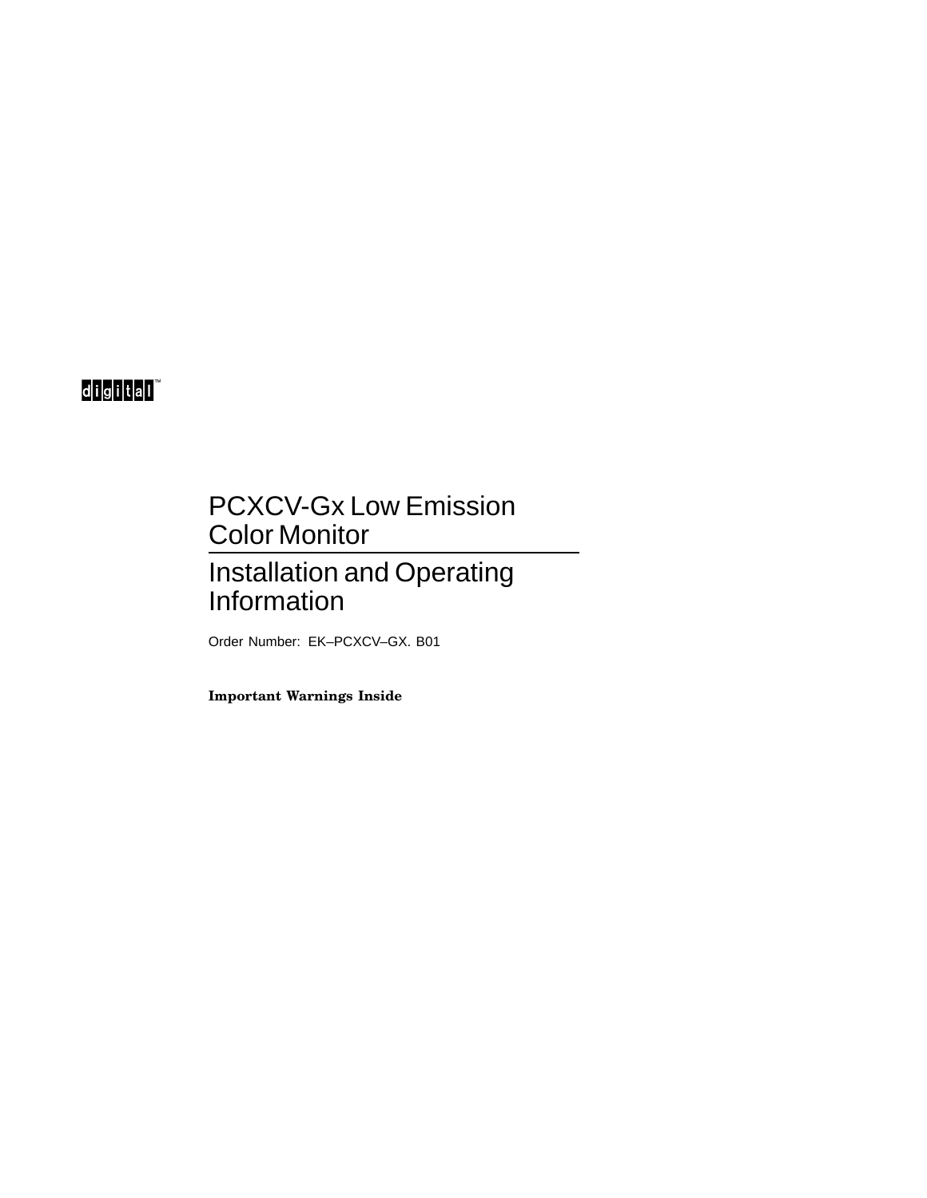digital™

# PCXCV-Gx Low Emission Color Monitor

# Installation and Operating Information

Order Number: EK–PCXCV–GX. B01

**Important Warnings Inside**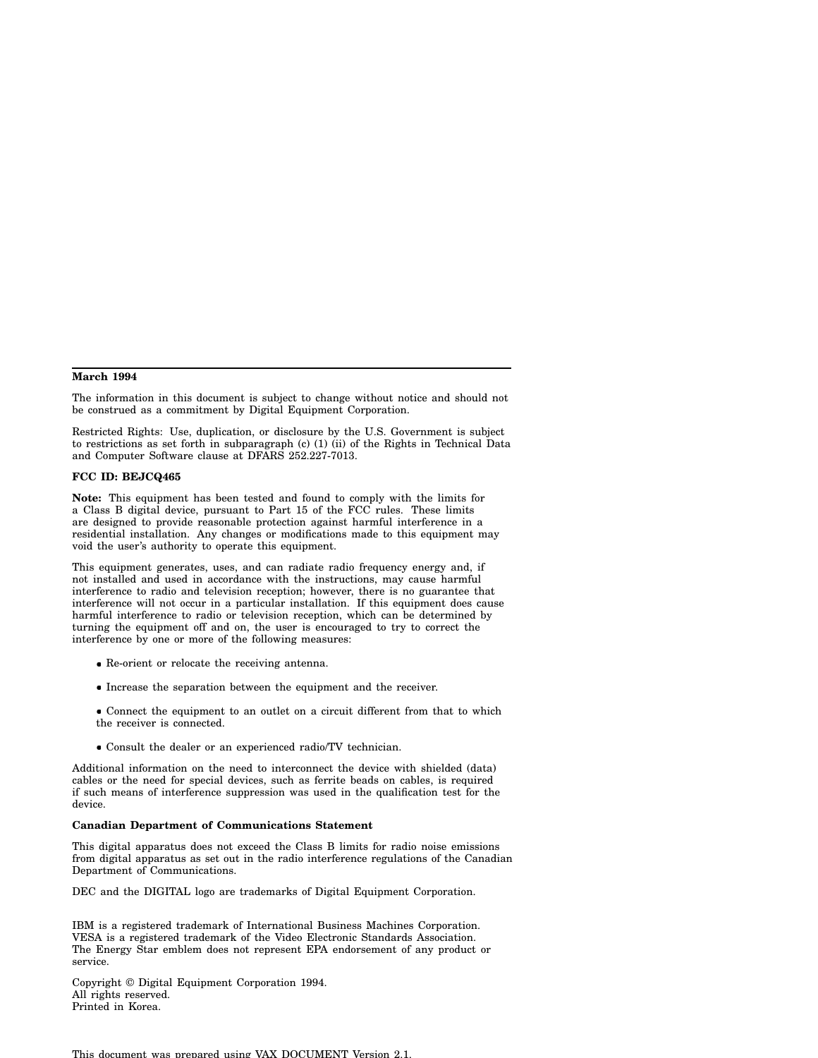**March 1994**

The information in this document is subject to change without notice and should not be construed as a commitment by Digital Equipment Corporation.

Restricted Rights: Use, duplication, or disclosure by the U.S. Government is subject to restrictions as set forth in subparagraph (c) (1) (ii) of the Rights in Technical Data and Computer Software clause at DFARS 252.227-7013.

**FCC ID: BEJCQ465**

**Note:** This equipment has been tested and found to comply with the limits for a Class B digital device, pursuant to Part 15 of the FCC rules. These limits are designed to provide reasonable protection against harmful interference in a residential installation. Any changes or modifications made to this equipment may void the user's authority to operate this equipment.

This equipment generates, uses, and can radiate radio frequency energy and, if not installed and used in accordance with the instructions, may cause harmful interference to radio and television reception; however, there is no guarantee that interference will not occur in a particular installation. If this equipment does cause harmful interference to radio or television reception, which can be determined by turning the equipment off and on, the user is encouraged to try to correct the interference by one or more of the following measures:

- Re-orient or relocate the receiving antenna.
- Increase the separation between the equipment and the receiver.
- Connect the equipment to an outlet on a circuit different from that to which the receiver is connected.
- Consult the dealer or an experienced radio/TV technician.

Additional information on the need to interconnect the device with shielded (data) cables or the need for special devices, such as ferrite beads on cables, is required if such means of interference suppression was used in the qualification test for the device.

**Canadian Department of Communications Statement**

This digital apparatus does not exceed the Class B limits for radio noise emissions from digital apparatus as set out in the radio interference regulations of the Canadian Department of Communications.

DEC and the DIGITAL logo are trademarks of Digital Equipment Corporation.

IBM is a registered trademark of International Business Machines Corporation.
VESA is a registered trademark of the Video Electronic Standards Association.
The Energy Star emblem does not represent EPA endorsement of any product or service.

Copyright © Digital Equipment Corporation 1994.
All rights reserved.
Printed in Korea.

This document was prepared using VAX DOCUMENT Version 2.1.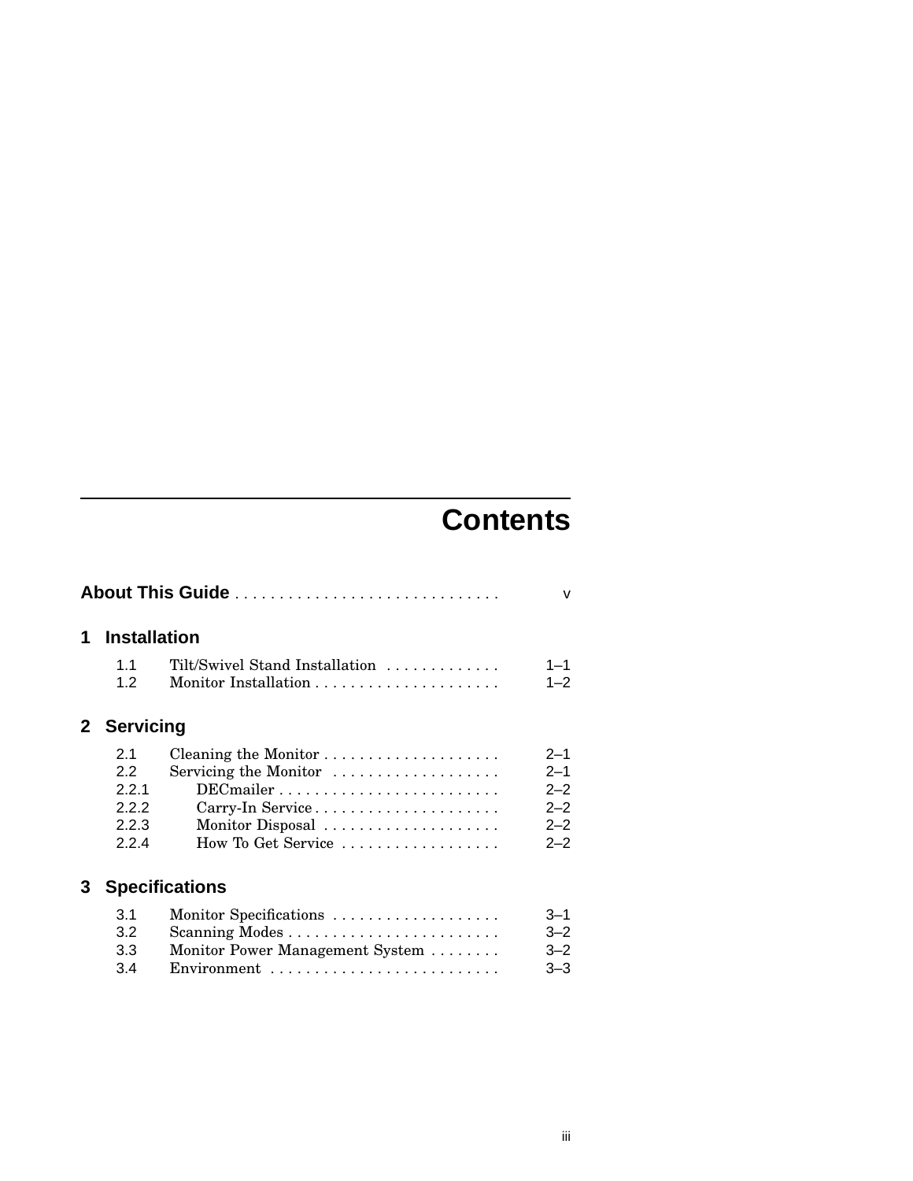# Contents

**About This Guide** . . . . . . . . . . . . . . . . . . . . . . . . . . . . . . v

## 1 Installation

| | | |
|---|---|---|
| 1.1 | Tilt/Swivel Stand Installation | 1–1 |
| 1.2 | Monitor Installation | 1–2 |

## 2 Servicing

| | | |
|---|---|---|
| 2.1 | Cleaning the Monitor | 2–1 |
| 2.2 | Servicing the Monitor | 2–1 |
| 2.2.1 | DECmailer | 2–2 |
| 2.2.2 | Carry-In Service | 2–2 |
| 2.2.3 | Monitor Disposal | 2–2 |
| 2.2.4 | How To Get Service | 2–2 |

## 3 Specifications

| | | |
|---|---|---|
| 3.1 | Monitor Specifications | 3–1 |
| 3.2 | Scanning Modes | 3–2 |
| 3.3 | Monitor Power Management System | 3–2 |
| 3.4 | Environment | 3–3 |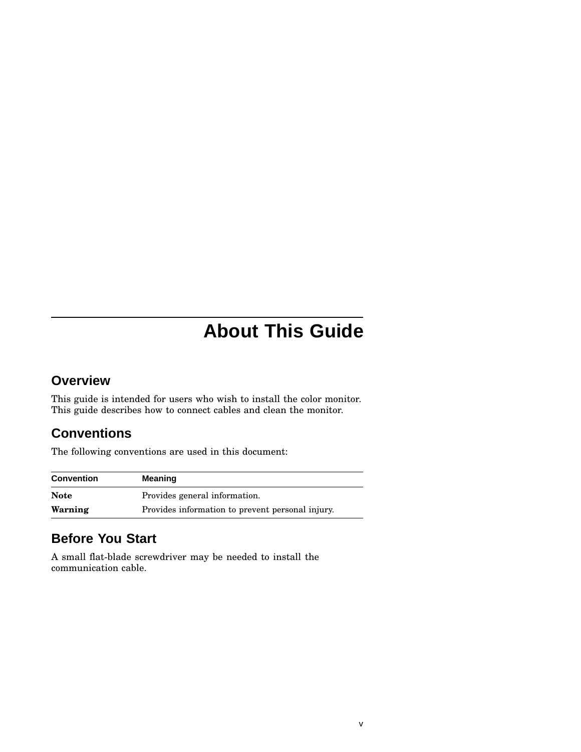# About This Guide

## Overview

This guide is intended for users who wish to install the color monitor. This guide describes how to connect cables and clean the monitor.

## Conventions

The following conventions are used in this document:

| Convention | Meaning |
|---|---|
| **Note** | Provides general information. |
| **Warning** | Provides information to prevent personal injury. |

## Before You Start

A small flat-blade screwdriver may be needed to install the communication cable.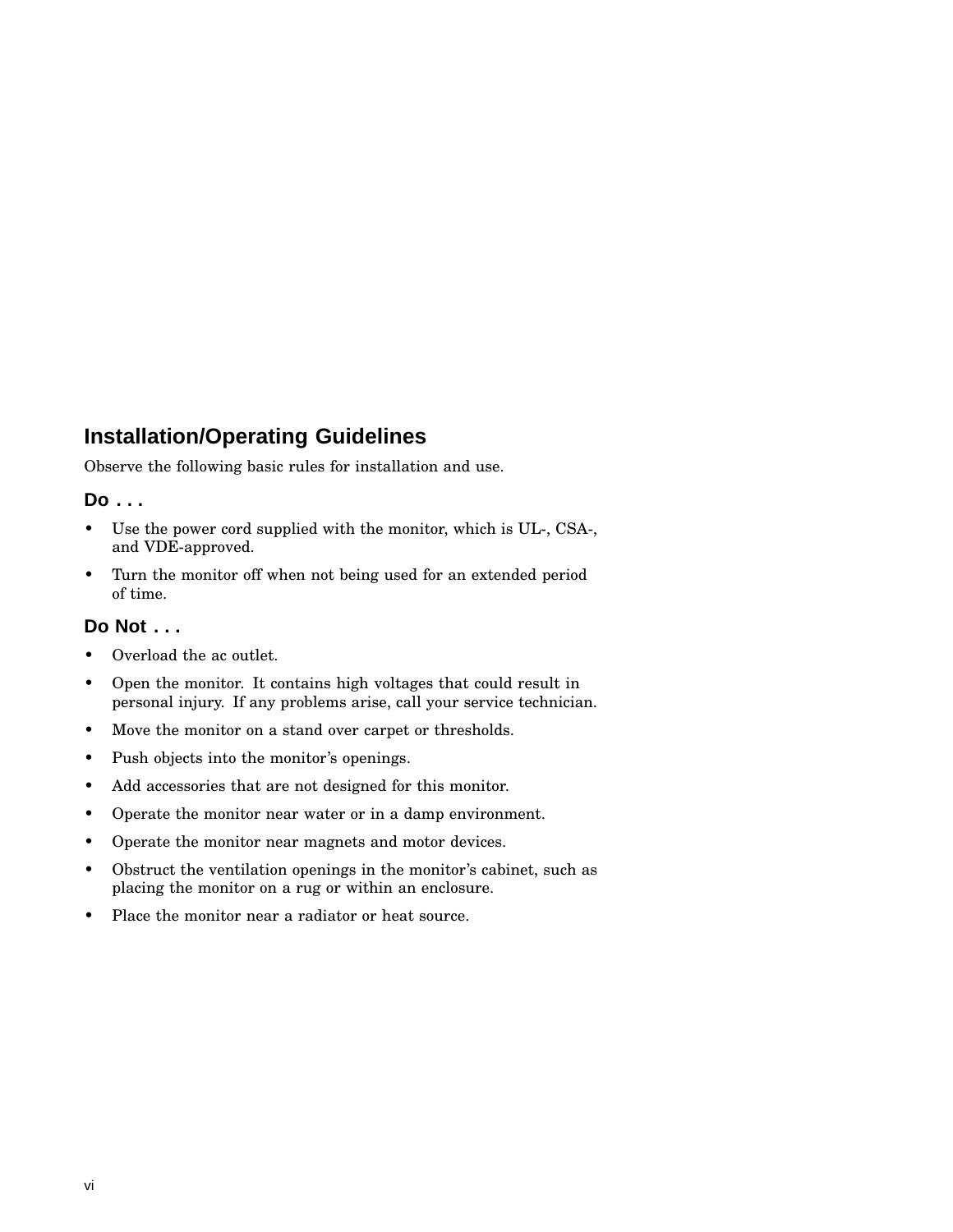## Installation/Operating Guidelines

Observe the following basic rules for installation and use.

### Do . . .

- Use the power cord supplied with the monitor, which is UL-, CSA-, and VDE-approved.
- Turn the monitor off when not being used for an extended period of time.

### Do Not . . .

- Overload the ac outlet.
- Open the monitor. It contains high voltages that could result in personal injury. If any problems arise, call your service technician.
- Move the monitor on a stand over carpet or thresholds.
- Push objects into the monitor's openings.
- Add accessories that are not designed for this monitor.
- Operate the monitor near water or in a damp environment.
- Operate the monitor near magnets and motor devices.
- Obstruct the ventilation openings in the monitor's cabinet, such as placing the monitor on a rug or within an enclosure.
- Place the monitor near a radiator or heat source.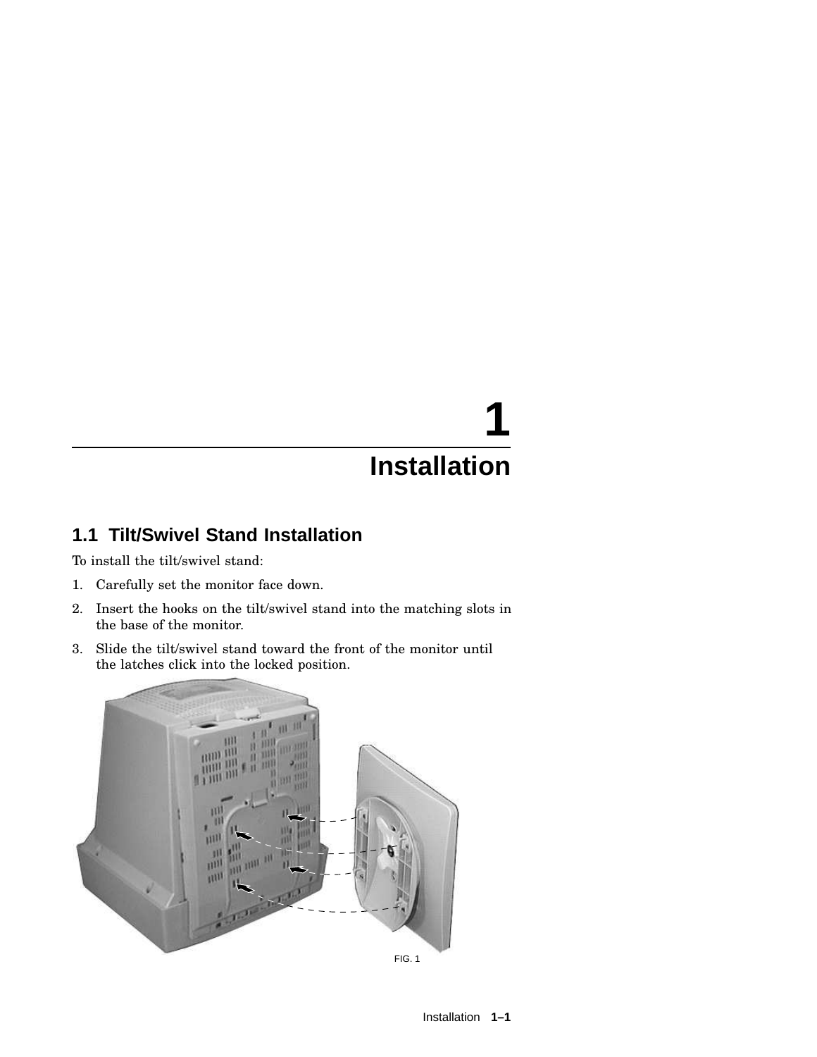# 1 Installation

## 1.1 Tilt/Swivel Stand Installation

To install the tilt/swivel stand:

1. Carefully set the monitor face down.
2. Insert the hooks on the tilt/swivel stand into the matching slots in the base of the monitor.
3. Slide the tilt/swivel stand toward the front of the monitor until the latches click into the locked position.

FIG. 1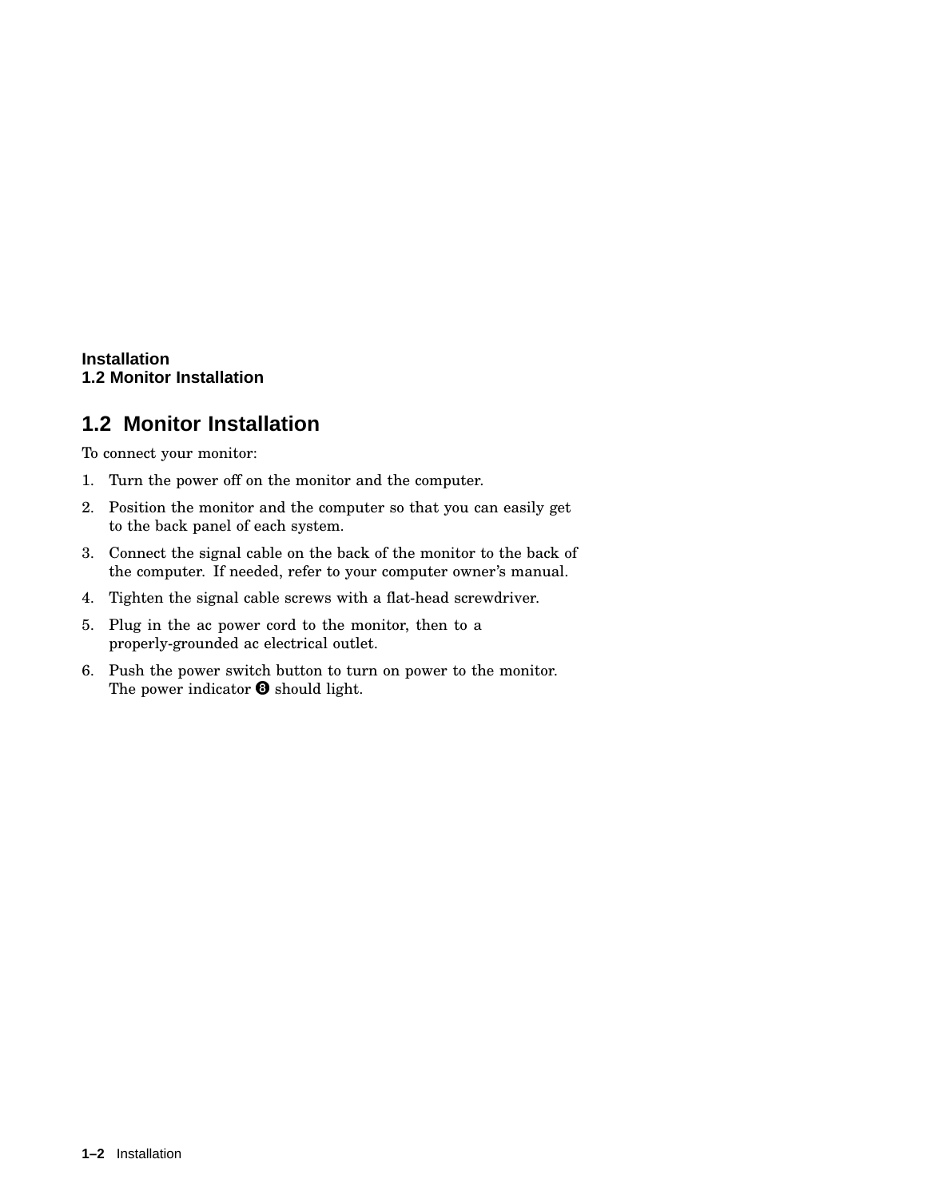## 1.2 Monitor Installation

To connect your monitor:

1. Turn the power off on the monitor and the computer.
2. Position the monitor and the computer so that you can easily get to the back panel of each system.
3. Connect the signal cable on the back of the monitor to the back of the computer. If needed, refer to your computer owner's manual.
4. Tighten the signal cable screws with a flat-head screwdriver.
5. Plug in the ac power cord to the monitor, then to a properly-grounded ac electrical outlet.
6. Push the power switch button to turn on power to the monitor. The power indicator ❽ should light.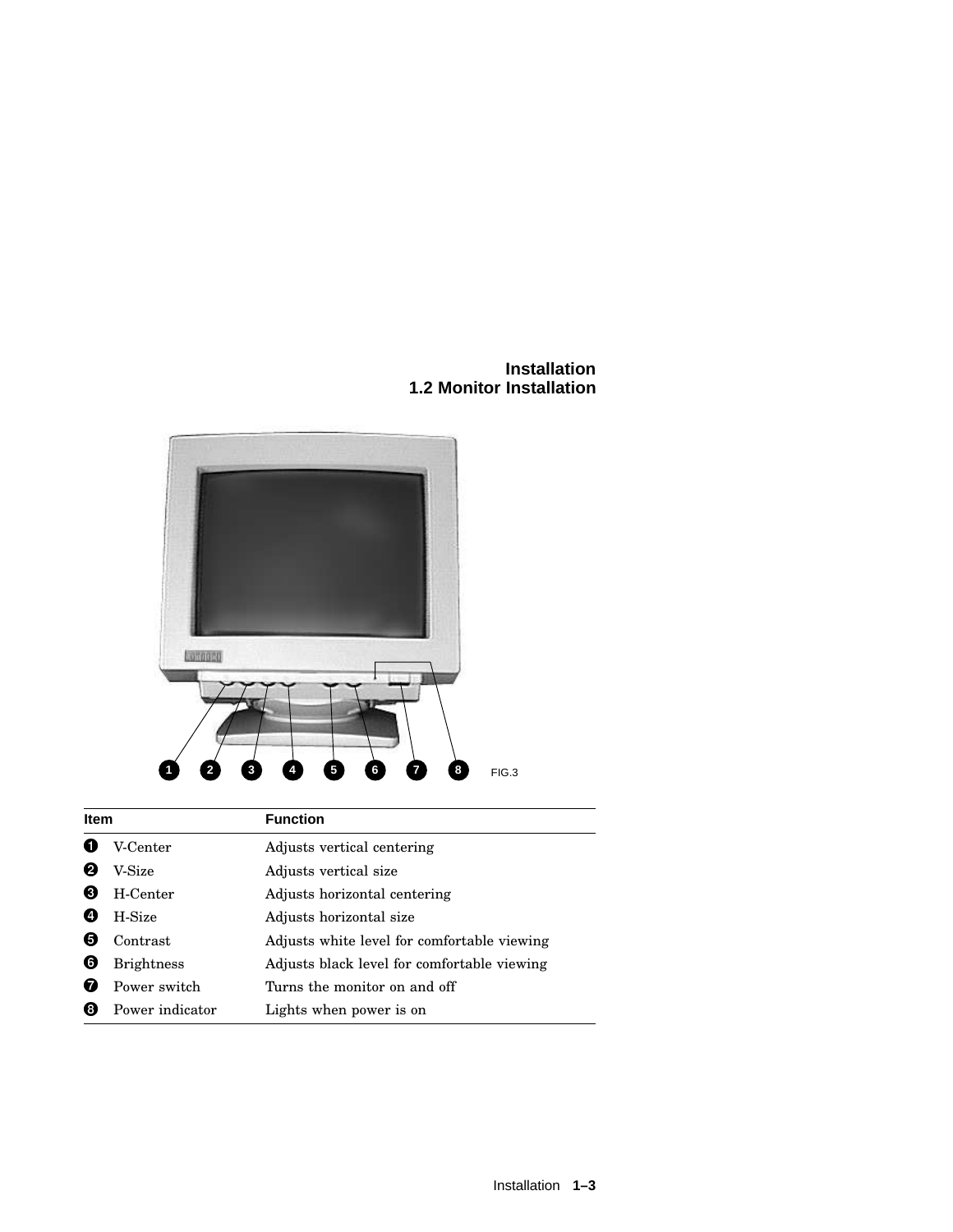FIG.3

| Item | | Function |
| --- | --- | --- |
| ❶ | V-Center | Adjusts vertical centering |
| ❷ | V-Size | Adjusts vertical size |
| ❸ | H-Center | Adjusts horizontal centering |
| ❹ | H-Size | Adjusts horizontal size |
| ❺ | Contrast | Adjusts white level for comfortable viewing |
| ❻ | Brightness | Adjusts black level for comfortable viewing |
| ❼ | Power switch | Turns the monitor on and off |
| ❽ | Power indicator | Lights when power is on |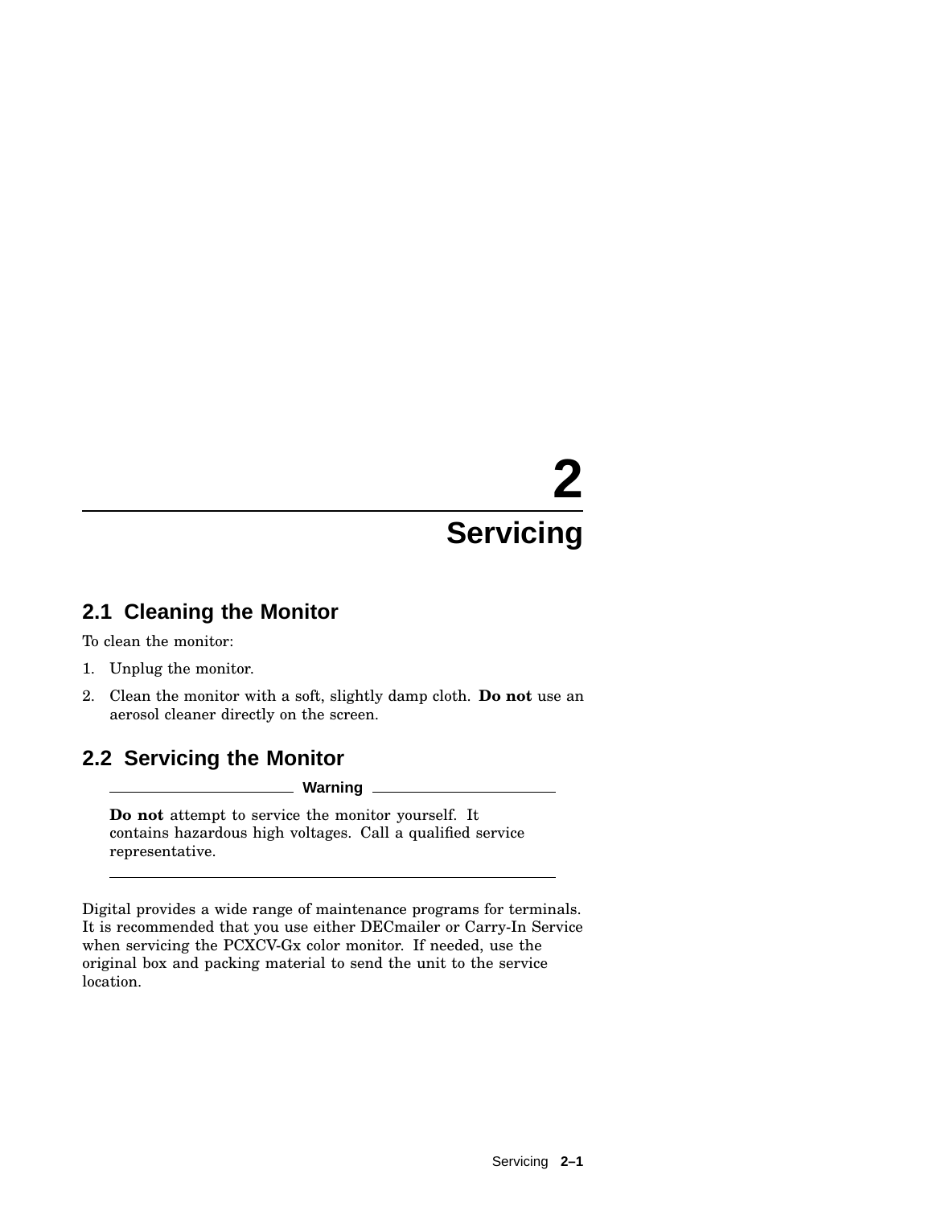# 2 Servicing

## 2.1 Cleaning the Monitor

To clean the monitor:

1. Unplug the monitor.
2. Clean the monitor with a soft, slightly damp cloth. **Do not** use an aerosol cleaner directly on the screen.

## 2.2 Servicing the Monitor

**Warning**

**Do not** attempt to service the monitor yourself. It contains hazardous high voltages. Call a qualified service representative.

---

Digital provides a wide range of maintenance programs for terminals. It is recommended that you use either DECmailer or Carry-In Service when servicing the PCXCV-Gx color monitor. If needed, use the original box and packing material to send the unit to the service location.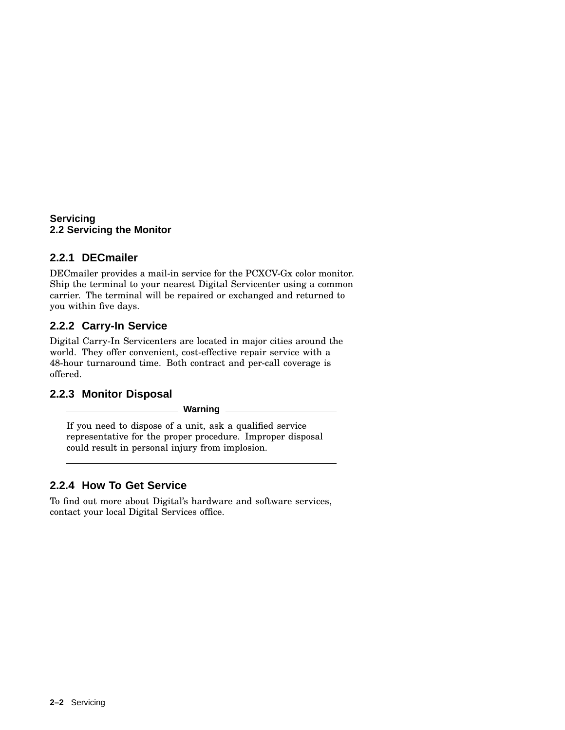### 2.2.1 DECmailer

DECmailer provides a mail-in service for the PCXCV-Gx color monitor. Ship the terminal to your nearest Digital Servicenter using a common carrier. The terminal will be repaired or exchanged and returned to you within five days.

### 2.2.2 Carry-In Service

Digital Carry-In Servicenters are located in major cities around the world. They offer convenient, cost-effective repair service with a 48-hour turnaround time. Both contract and per-call coverage is offered.

### 2.2.3 Monitor Disposal

**Warning**

If you need to dispose of a unit, ask a qualified service representative for the proper procedure. Improper disposal could result in personal injury from implosion.

### 2.2.4 How To Get Service

To find out more about Digital's hardware and software services, contact your local Digital Services office.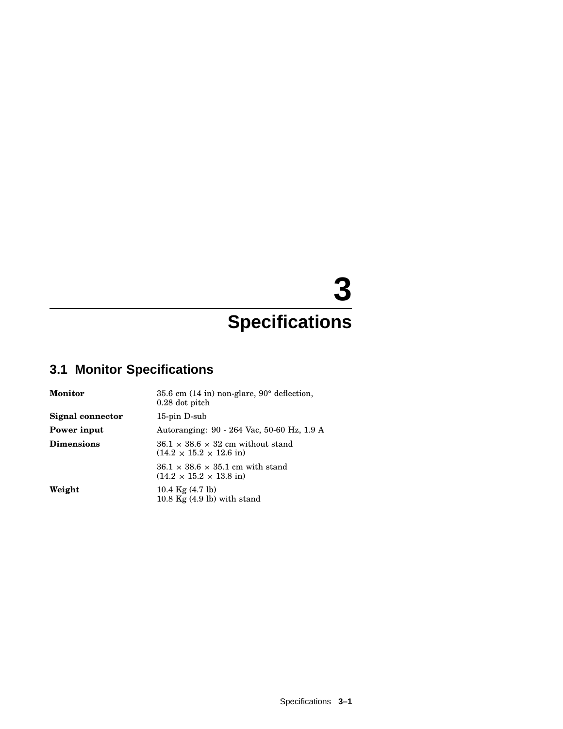# 3 Specifications

## 3.1 Monitor Specifications

| | |
|---|---|
| **Monitor** | 35.6 cm (14 in) non-glare, 90° deflection, 0.28 dot pitch |
| **Signal connector** | 15-pin D-sub |
| **Power input** | Autoranging: 90 - 264 Vac, 50-60 Hz, 1.9 A |
| **Dimensions** | 36.1 × 38.6 × 32 cm without stand (14.2 × 15.2 × 12.6 in) |
| | 36.1 × 38.6 × 35.1 cm with stand (14.2 × 15.2 × 13.8 in) |
| **Weight** | 10.4 Kg (4.7 lb)<br>10.8 Kg (4.9 lb) with stand |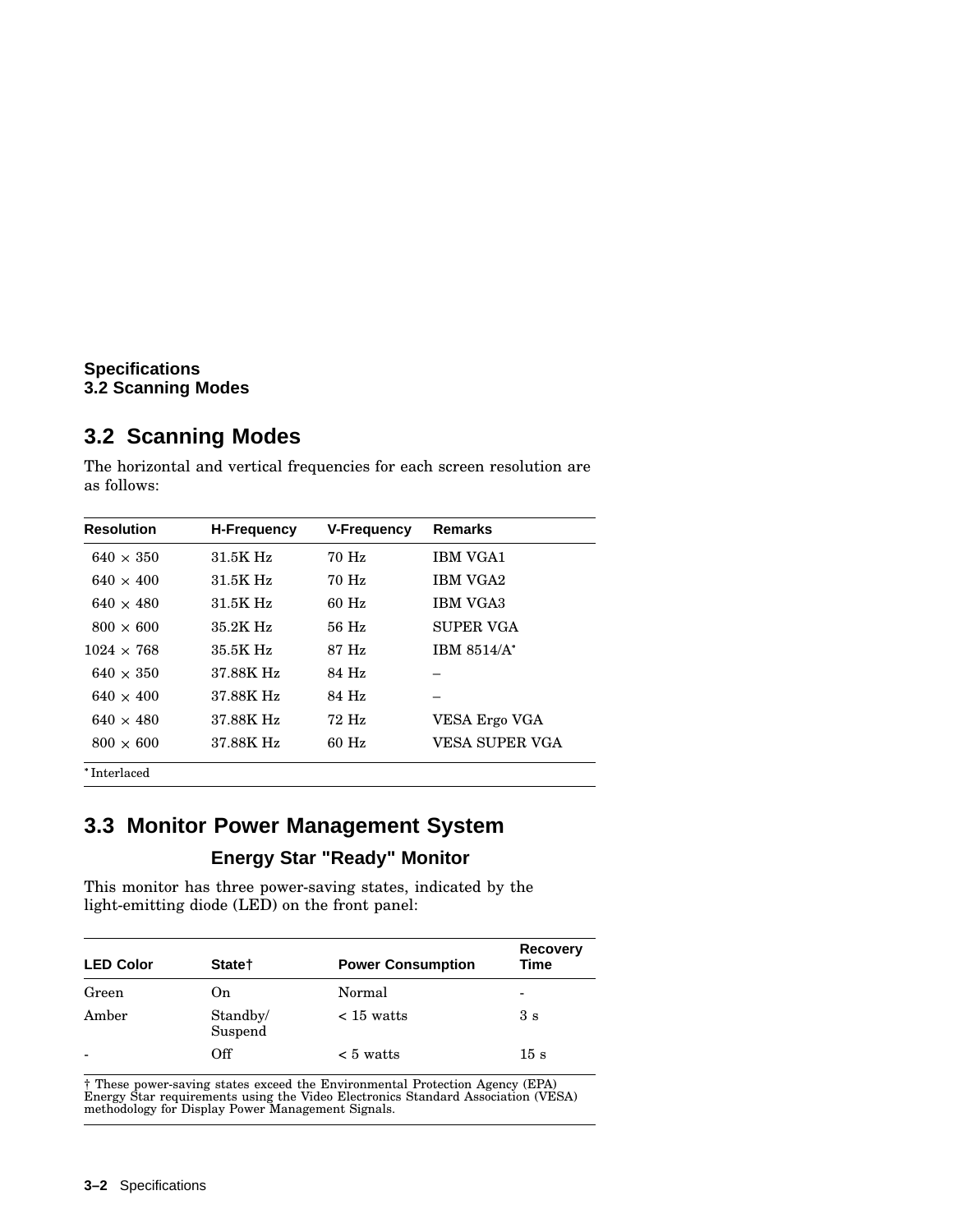## 3.2 Scanning Modes

The horizontal and vertical frequencies for each screen resolution are as follows:

| Resolution | H-Frequency | V-Frequency | Remarks |
|---|---|---|---|
| 640 × 350 | 31.5K Hz | 70 Hz | IBM VGA1 |
| 640 × 400 | 31.5K Hz | 70 Hz | IBM VGA2 |
| 640 × 480 | 31.5K Hz | 60 Hz | IBM VGA3 |
| 800 × 600 | 35.2K Hz | 56 Hz | SUPER VGA |
| 1024 × 768 | 35.5K Hz | 87 Hz | IBM 8514/A* |
| 640 × 350 | 37.88K Hz | 84 Hz | – |
| 640 × 400 | 37.88K Hz | 84 Hz | – |
| 640 × 480 | 37.88K Hz | 72 Hz | VESA Ergo VGA |
| 800 × 600 | 37.88K Hz | 60 Hz | VESA SUPER VGA |

* Interlaced

## 3.3 Monitor Power Management System

### Energy Star "Ready" Monitor

This monitor has three power-saving states, indicated by the light-emitting diode (LED) on the front panel:

| LED Color | State† | Power Consumption | Recovery Time |
|---|---|---|---|
| Green | On | Normal | - |
| Amber | Standby/ Suspend | < 15 watts | 3 s |
| - | Off | < 5 watts | 15 s |

† These power-saving states exceed the Environmental Protection Agency (EPA) Energy Star requirements using the Video Electronics Standard Association (VESA) methodology for Display Power Management Signals.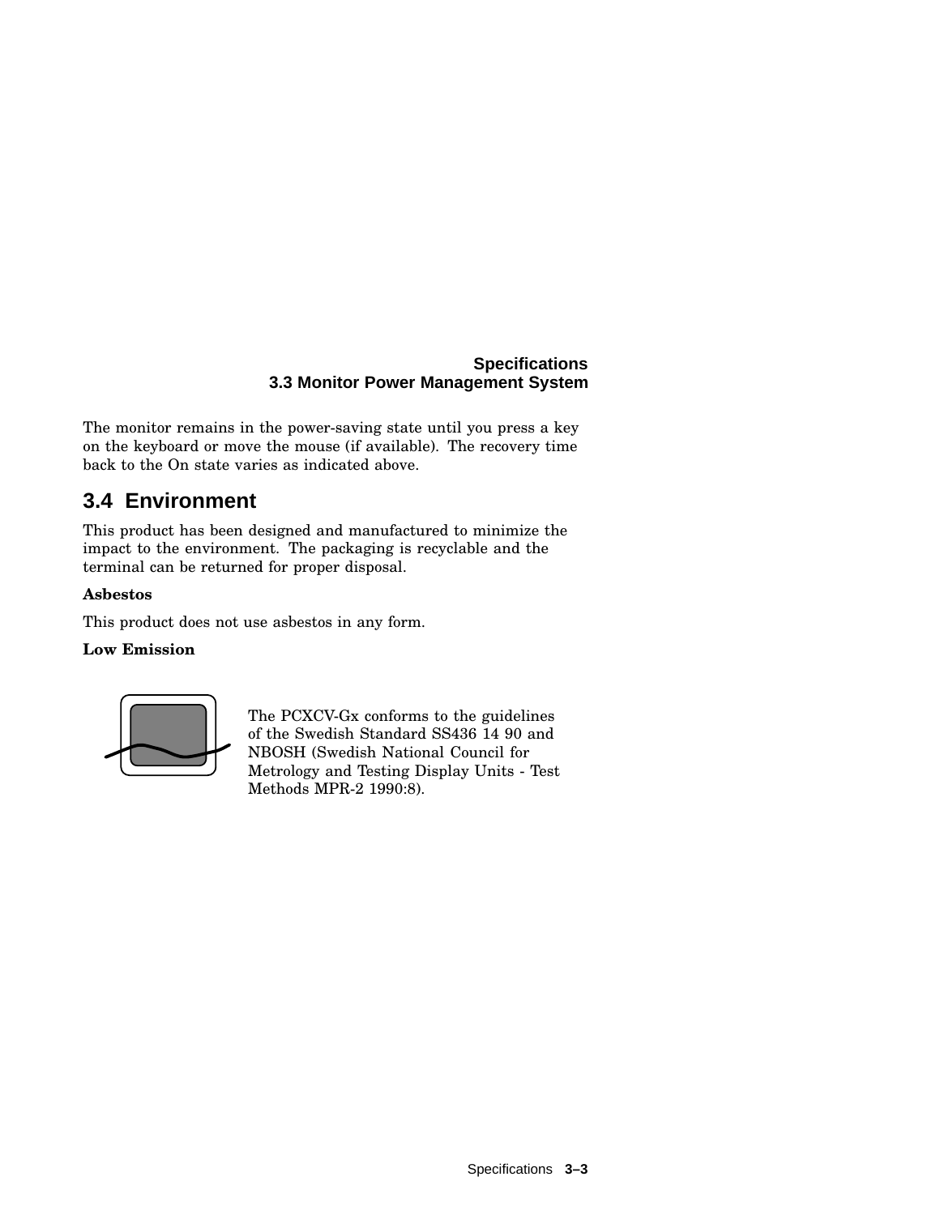The monitor remains in the power-saving state until you press a key on the keyboard or move the mouse (if available). The recovery time back to the On state varies as indicated above.

## 3.4 Environment

This product has been designed and manufactured to minimize the impact to the environment. The packaging is recyclable and the terminal can be returned for proper disposal.

**Asbestos**

This product does not use asbestos in any form.

**Low Emission**

The PCXCV-Gx conforms to the guidelines of the Swedish Standard SS436 14 90 and NBOSH (Swedish National Council for Metrology and Testing Display Units - Test Methods MPR-2 1990:8).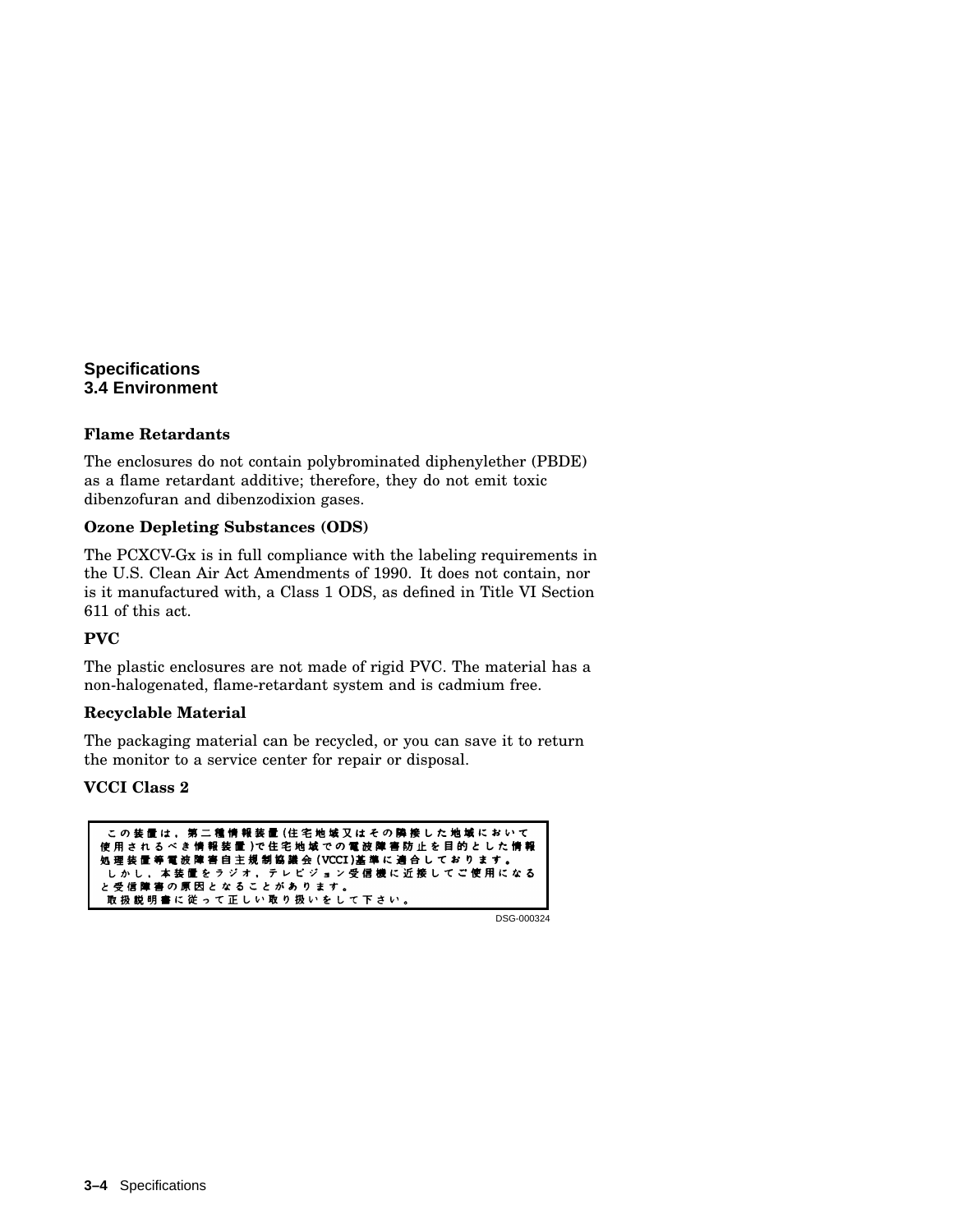## Specifications
## 3.4 Environment

### Flame Retardants

The enclosures do not contain polybrominated diphenylether (PBDE) as a flame retardant additive; therefore, they do not emit toxic dibenzofuran and dibenzodixion gases.

### Ozone Depleting Substances (ODS)

The PCXCV-Gx is in full compliance with the labeling requirements in the U.S. Clean Air Act Amendments of 1990. It does not contain, nor is it manufactured with, a Class 1 ODS, as defined in Title VI Section 611 of this act.

### PVC

The plastic enclosures are not made of rigid PVC. The material has a non-halogenated, flame-retardant system and is cadmium free.

### Recyclable Material

The packaging material can be recycled, or you can save it to return the monitor to a service center for repair or disposal.

### VCCI Class 2

この装置は，第二種情報装置（住宅地域又はその隣接した地域において使用されるべき情報装置）で住宅地域での電波障害防止を目的とした情報処理装置等電波障害自主規制協議会（VCCI）基準に適合しております。
しかし，本装置をラジオ，テレビジョン受信機に近接してご使用になると受信障害の原因となることがあります。
取扱説明書に従って正しい取り扱いをして下さい。

DSG-000324